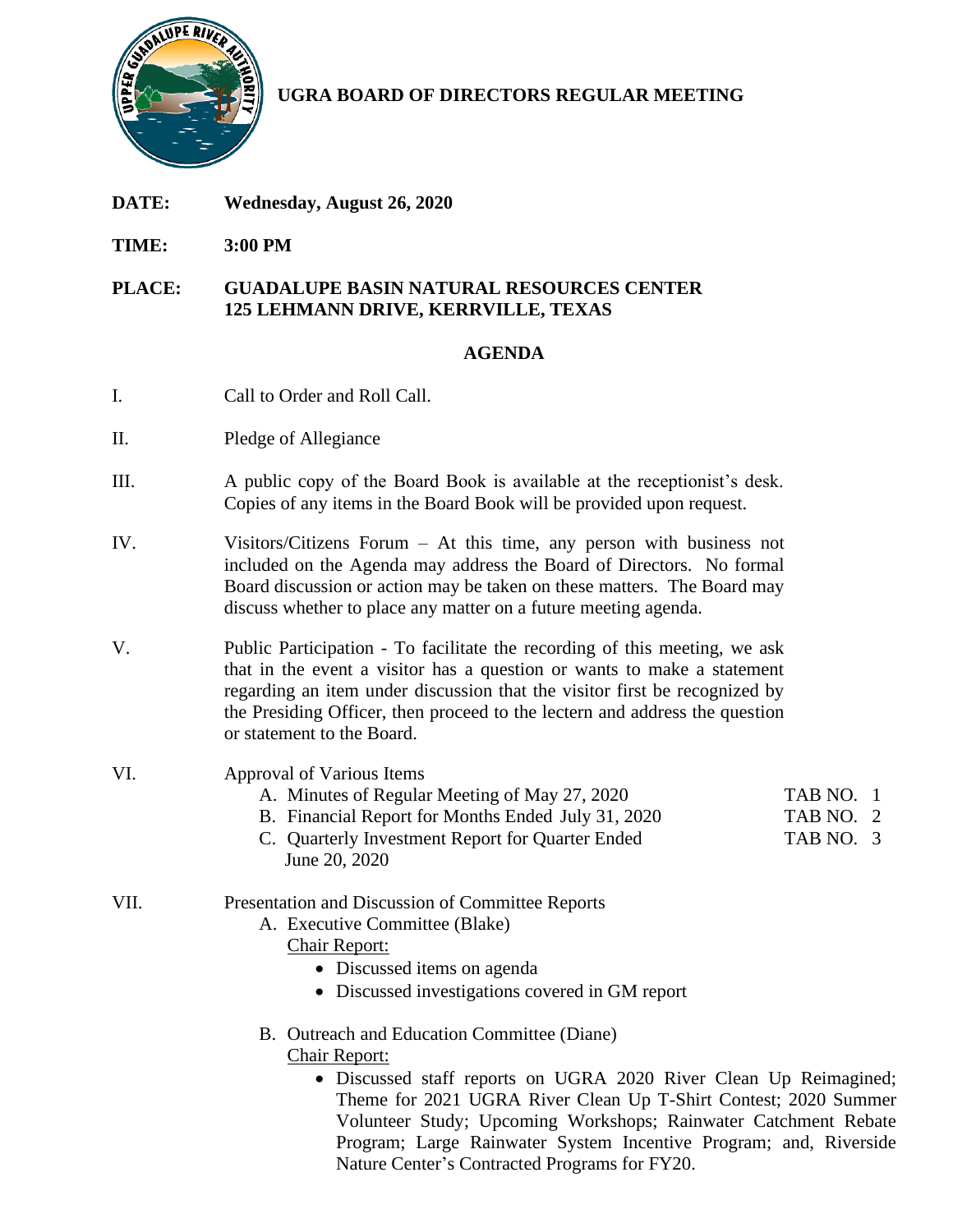# UGRA BOARD OF DIRECTORS REGULAR MEETING

**DATE:** **Wednesday, August 26, 2020**

**TIME:** **3:00 PM**

**PLACE:** **GUADALUPE BASIN NATURAL RESOURCES CENTER**
**125 LEHMANN DRIVE, KERRVILLE, TEXAS**

## AGENDA

I. Call to Order and Roll Call.

II. Pledge of Allegiance

III. A public copy of the Board Book is available at the receptionist's desk. Copies of any items in the Board Book will be provided upon request.

IV. Visitors/Citizens Forum – At this time, any person with business not included on the Agenda may address the Board of Directors. No formal Board discussion or action may be taken on these matters. The Board may discuss whether to place any matter on a future meeting agenda.

V. Public Participation - To facilitate the recording of this meeting, we ask that in the event a visitor has a question or wants to make a statement regarding an item under discussion that the visitor first be recognized by the Presiding Officer, then proceed to the lectern and address the question or statement to the Board.

VI. Approval of Various Items

- A. Minutes of Regular Meeting of May 27, 2020 — TAB NO. 1
- B. Financial Report for Months Ended July 31, 2020 — TAB NO. 2
- C. Quarterly Investment Report for Quarter Ended June 20, 2020 — TAB NO. 3

VII. Presentation and Discussion of Committee Reports

- A. Executive Committee (Blake)

  Chair Report:
  - Discussed items on agenda
  - Discussed investigations covered in GM report

- B. Outreach and Education Committee (Diane)

  Chair Report:
  - Discussed staff reports on UGRA 2020 River Clean Up Reimagined; Theme for 2021 UGRA River Clean Up T-Shirt Contest; 2020 Summer Volunteer Study; Upcoming Workshops; Rainwater Catchment Rebate Program; Large Rainwater System Incentive Program; and, Riverside Nature Center's Contracted Programs for FY20.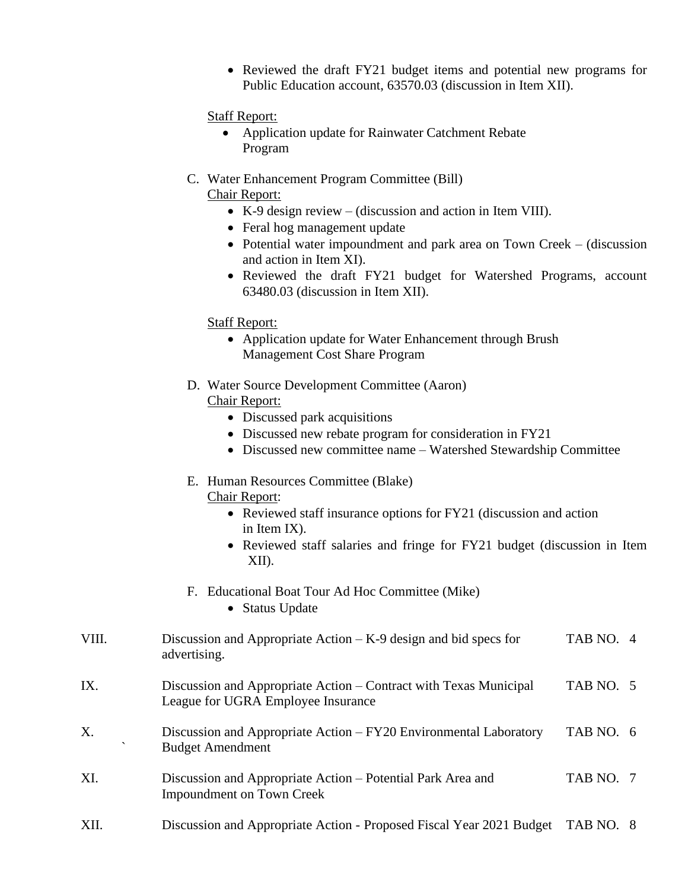- Reviewed the draft FY21 budget items and potential new programs for Public Education account, 63570.03 (discussion in Item XII).

Staff Report:

- Application update for Rainwater Catchment Rebate Program

C. Water Enhancement Program Committee (Bill)

Chair Report:

- K-9 design review – (discussion and action in Item VIII).
- Feral hog management update
- Potential water impoundment and park area on Town Creek – (discussion and action in Item XI).
- Reviewed the draft FY21 budget for Watershed Programs, account 63480.03 (discussion in Item XII).

Staff Report:

- Application update for Water Enhancement through Brush Management Cost Share Program

D. Water Source Development Committee (Aaron)

Chair Report:

- Discussed park acquisitions
- Discussed new rebate program for consideration in FY21
- Discussed new committee name – Watershed Stewardship Committee

E. Human Resources Committee (Blake)

Chair Report:

- Reviewed staff insurance options for FY21 (discussion and action in Item IX).
- Reviewed staff salaries and fringe for FY21 budget (discussion in Item XII).

F. Educational Boat Tour Ad Hoc Committee (Mike)

- Status Update

VIII. Discussion and Appropriate Action – K-9 design and bid specs for advertising. TAB NO. 4

IX. Discussion and Appropriate Action – Contract with Texas Municipal League for UGRA Employee Insurance TAB NO. 5

X. Discussion and Appropriate Action – FY20 Environmental Laboratory Budget Amendment TAB NO. 6

XI. Discussion and Appropriate Action – Potential Park Area and Impoundment on Town Creek TAB NO. 7

XII. Discussion and Appropriate Action - Proposed Fiscal Year 2021 Budget TAB NO. 8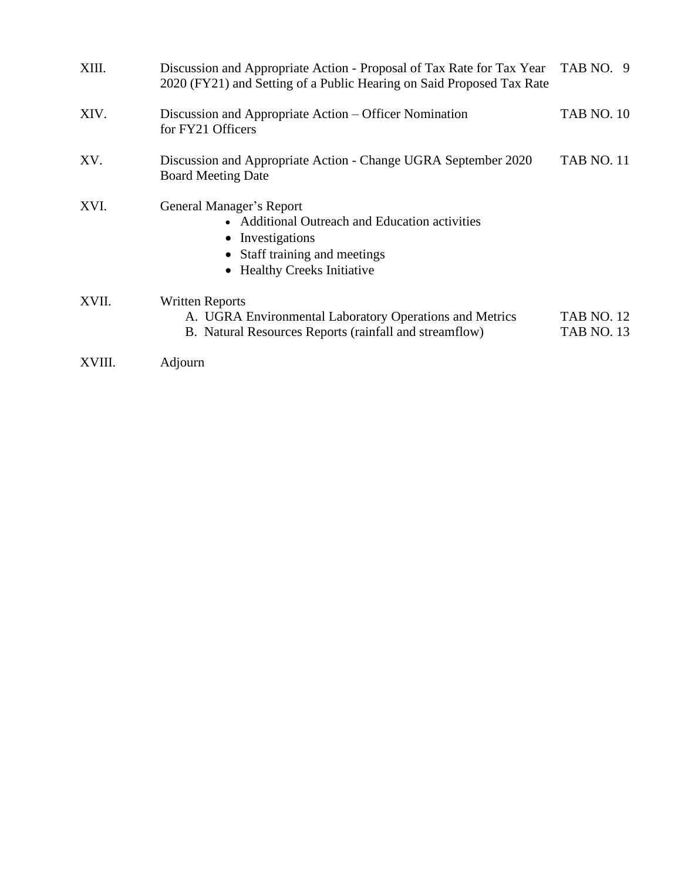| | | |
|---|---|---|
| XIII. | Discussion and Appropriate Action - Proposal of Tax Rate for Tax Year 2020 (FY21) and Setting of a Public Hearing on Said Proposed Tax Rate | TAB NO. 9 |
| XIV. | Discussion and Appropriate Action – Officer Nomination for FY21 Officers | TAB NO. 10 |
| XV. | Discussion and Appropriate Action - Change UGRA September 2020 Board Meeting Date | TAB NO. 11 |

XVI. General Manager's Report

- Additional Outreach and Education activities
- Investigations
- Staff training and meetings
- Healthy Creeks Initiative

XVII. Written Reports

| | |
|---|---|
| A. UGRA Environmental Laboratory Operations and Metrics | TAB NO. 12 |
| B. Natural Resources Reports (rainfall and streamflow) | TAB NO. 13 |

XVIII. Adjourn